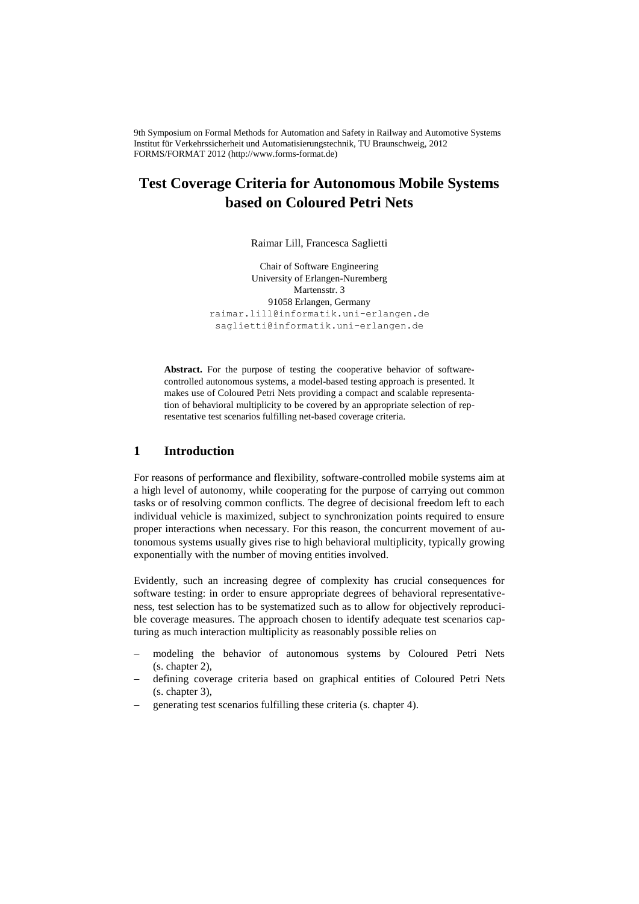9th Symposium on Formal Methods for Automation and Safety in Railway and Automotive Systems
Institut für Verkehrssicherheit und Automatisierungstechnik, TU Braunschweig, 2012
FORMS/FORMAT 2012 (http://www.forms-format.de)

# Test Coverage Criteria for Autonomous Mobile Systems based on Coloured Petri Nets

Raimar Lill, Francesca Saglietti

Chair of Software Engineering
University of Erlangen-Nuremberg
Martensstr. 3
91058 Erlangen, Germany
raimar.lill@informatik.uni-erlangen.de
saglietti@informatik.uni-erlangen.de

**Abstract.** For the purpose of testing the cooperative behavior of software-controlled autonomous systems, a model-based testing approach is presented. It makes use of Coloured Petri Nets providing a compact and scalable representation of behavioral multiplicity to be covered by an appropriate selection of representative test scenarios fulfilling net-based coverage criteria.

## 1 Introduction

For reasons of performance and flexibility, software-controlled mobile systems aim at a high level of autonomy, while cooperating for the purpose of carrying out common tasks or of resolving common conflicts. The degree of decisional freedom left to each individual vehicle is maximized, subject to synchronization points required to ensure proper interactions when necessary. For this reason, the concurrent movement of autonomous systems usually gives rise to high behavioral multiplicity, typically growing exponentially with the number of moving entities involved.

Evidently, such an increasing degree of complexity has crucial consequences for software testing: in order to ensure appropriate degrees of behavioral representativeness, test selection has to be systematized such as to allow for objectively reproducible coverage measures. The approach chosen to identify adequate test scenarios capturing as much interaction multiplicity as reasonably possible relies on

- modeling the behavior of autonomous systems by Coloured Petri Nets (s. chapter 2),
- defining coverage criteria based on graphical entities of Coloured Petri Nets (s. chapter 3),
- generating test scenarios fulfilling these criteria (s. chapter 4).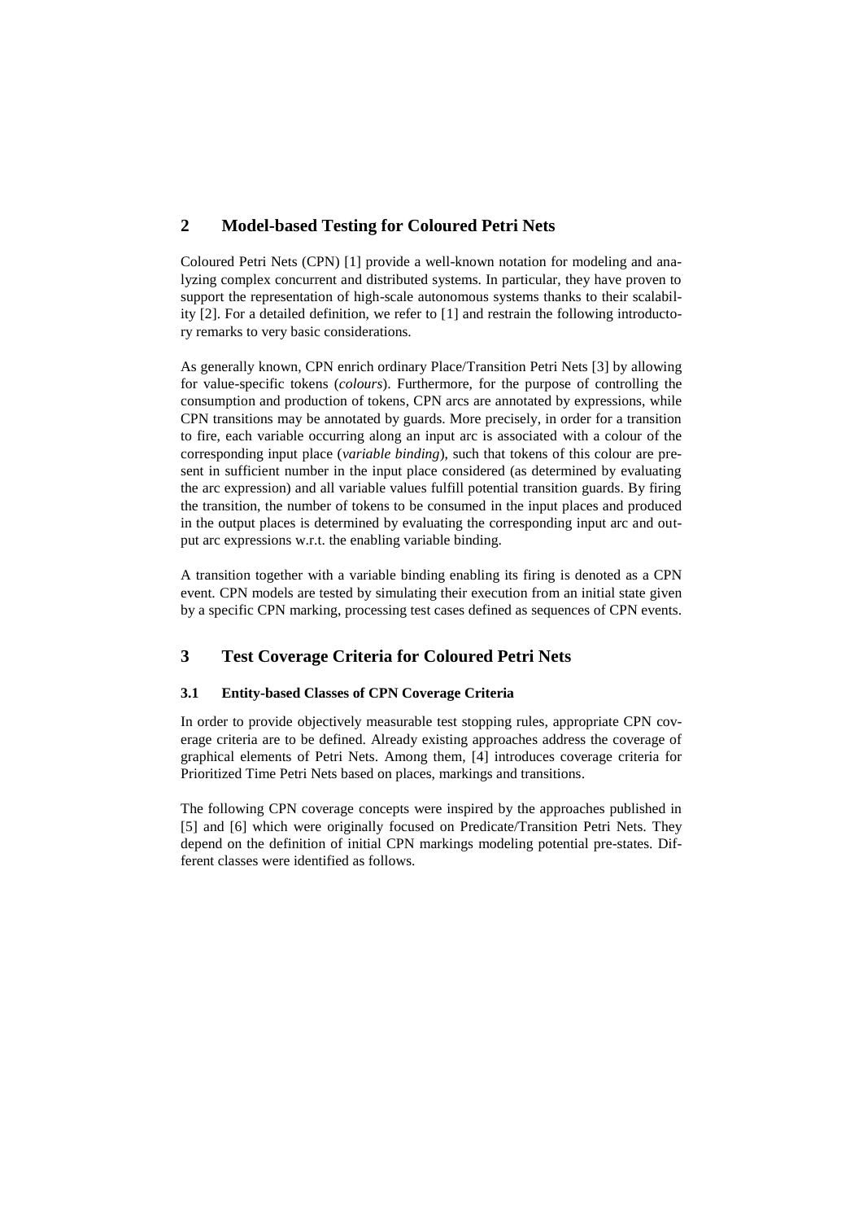## 2 Model-based Testing for Coloured Petri Nets

Coloured Petri Nets (CPN) [1] provide a well-known notation for modeling and analyzing complex concurrent and distributed systems. In particular, they have proven to support the representation of high-scale autonomous systems thanks to their scalability [2]. For a detailed definition, we refer to [1] and restrain the following introductory remarks to very basic considerations.

As generally known, CPN enrich ordinary Place/Transition Petri Nets [3] by allowing for value-specific tokens (*colours*). Furthermore, for the purpose of controlling the consumption and production of tokens, CPN arcs are annotated by expressions, while CPN transitions may be annotated by guards. More precisely, in order for a transition to fire, each variable occurring along an input arc is associated with a colour of the corresponding input place (*variable binding*), such that tokens of this colour are present in sufficient number in the input place considered (as determined by evaluating the arc expression) and all variable values fulfill potential transition guards. By firing the transition, the number of tokens to be consumed in the input places and produced in the output places is determined by evaluating the corresponding input arc and output arc expressions w.r.t. the enabling variable binding.

A transition together with a variable binding enabling its firing is denoted as a CPN event. CPN models are tested by simulating their execution from an initial state given by a specific CPN marking, processing test cases defined as sequences of CPN events.

## 3 Test Coverage Criteria for Coloured Petri Nets

### 3.1 Entity-based Classes of CPN Coverage Criteria

In order to provide objectively measurable test stopping rules, appropriate CPN coverage criteria are to be defined. Already existing approaches address the coverage of graphical elements of Petri Nets. Among them, [4] introduces coverage criteria for Prioritized Time Petri Nets based on places, markings and transitions.

The following CPN coverage concepts were inspired by the approaches published in [5] and [6] which were originally focused on Predicate/Transition Petri Nets. They depend on the definition of initial CPN markings modeling potential pre-states. Different classes were identified as follows.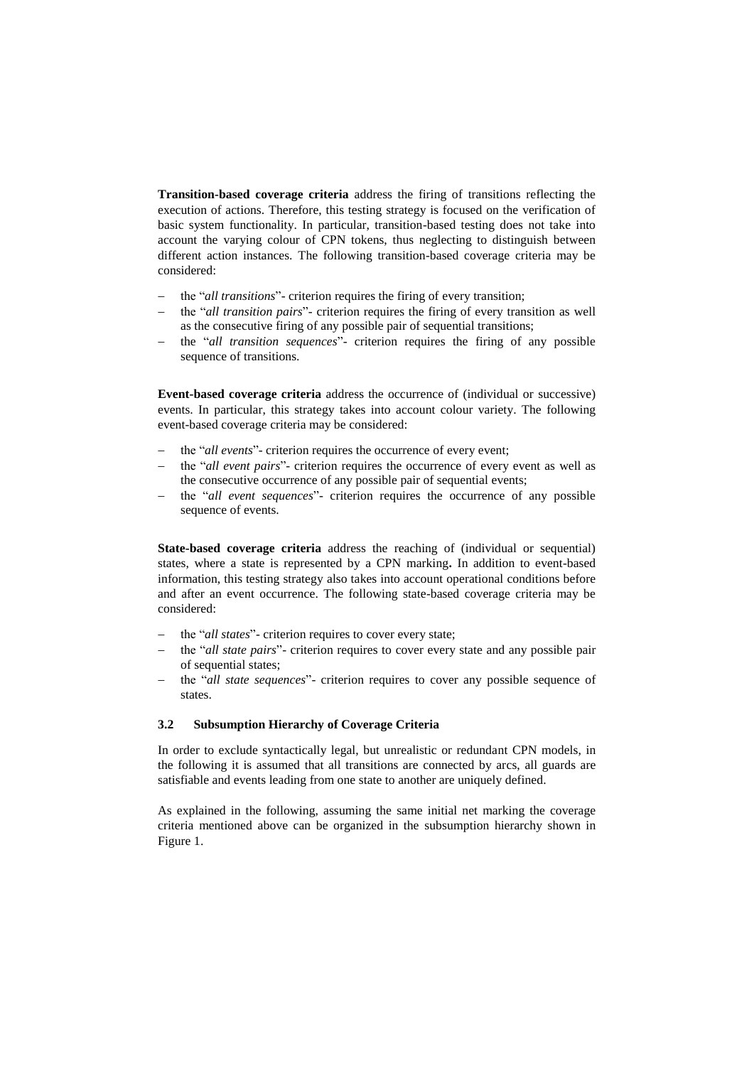**Transition-based coverage criteria** address the firing of transitions reflecting the execution of actions. Therefore, this testing strategy is focused on the verification of basic system functionality. In particular, transition-based testing does not take into account the varying colour of CPN tokens, thus neglecting to distinguish between different action instances. The following transition-based coverage criteria may be considered:

- the "*all transitions*"- criterion requires the firing of every transition;
- the "*all transition pairs*"- criterion requires the firing of every transition as well as the consecutive firing of any possible pair of sequential transitions;
- the "*all transition sequences*"- criterion requires the firing of any possible sequence of transitions.

**Event-based coverage criteria** address the occurrence of (individual or successive) events. In particular, this strategy takes into account colour variety. The following event-based coverage criteria may be considered:

- the "*all events*"- criterion requires the occurrence of every event;
- the "*all event pairs*"- criterion requires the occurrence of every event as well as the consecutive occurrence of any possible pair of sequential events;
- the "*all event sequences*"- criterion requires the occurrence of any possible sequence of events.

**State-based coverage criteria** address the reaching of (individual or sequential) states, where a state is represented by a CPN marking**.** In addition to event-based information, this testing strategy also takes into account operational conditions before and after an event occurrence. The following state-based coverage criteria may be considered:

- the "*all states*"- criterion requires to cover every state;
- the "*all state pairs*"- criterion requires to cover every state and any possible pair of sequential states;
- the "*all state sequences*"- criterion requires to cover any possible sequence of states.

### 3.2 Subsumption Hierarchy of Coverage Criteria

In order to exclude syntactically legal, but unrealistic or redundant CPN models, in the following it is assumed that all transitions are connected by arcs, all guards are satisfiable and events leading from one state to another are uniquely defined.

As explained in the following, assuming the same initial net marking the coverage criteria mentioned above can be organized in the subsumption hierarchy shown in Figure 1.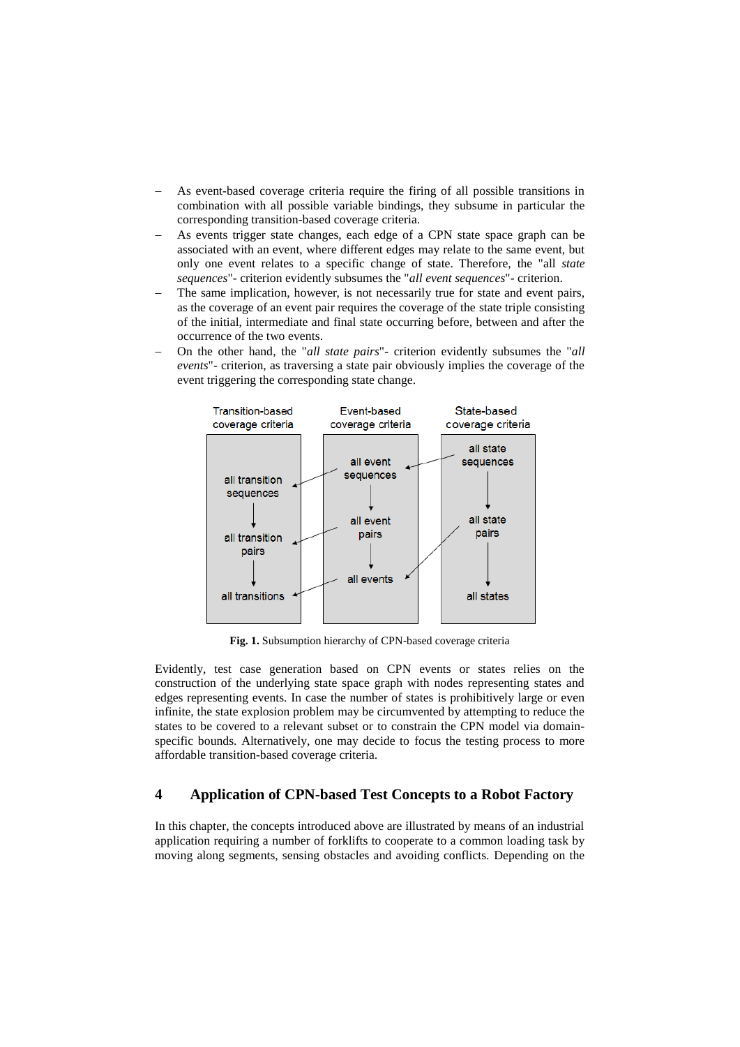– As event-based coverage criteria require the firing of all possible transitions in combination with all possible variable bindings, they subsume in particular the corresponding transition-based coverage criteria.
– As events trigger state changes, each edge of a CPN state space graph can be associated with an event, where different edges may relate to the same event, but only one event relates to a specific change of state. Therefore, the "all *state sequences*"- criterion evidently subsumes the "*all event sequences*"- criterion.
– The same implication, however, is not necessarily true for state and event pairs, as the coverage of an event pair requires the coverage of the state triple consisting of the initial, intermediate and final state occurring before, between and after the occurrence of the two events.
– On the other hand, the "*all state pairs*"- criterion evidently subsumes the "*all events*"- criterion, as traversing a state pair obviously implies the coverage of the event triggering the corresponding state change.

**Fig. 1.** Subsumption hierarchy of CPN-based coverage criteria

Evidently, test case generation based on CPN events or states relies on the construction of the underlying state space graph with nodes representing states and edges representing events. In case the number of states is prohibitively large or even infinite, the state explosion problem may be circumvented by attempting to reduce the states to be covered to a relevant subset or to constrain the CPN model via domain-specific bounds. Alternatively, one may decide to focus the testing process to more affordable transition-based coverage criteria.

## 4 Application of CPN-based Test Concepts to a Robot Factory

In this chapter, the concepts introduced above are illustrated by means of an industrial application requiring a number of forklifts to cooperate to a common loading task by moving along segments, sensing obstacles and avoiding conflicts. Depending on the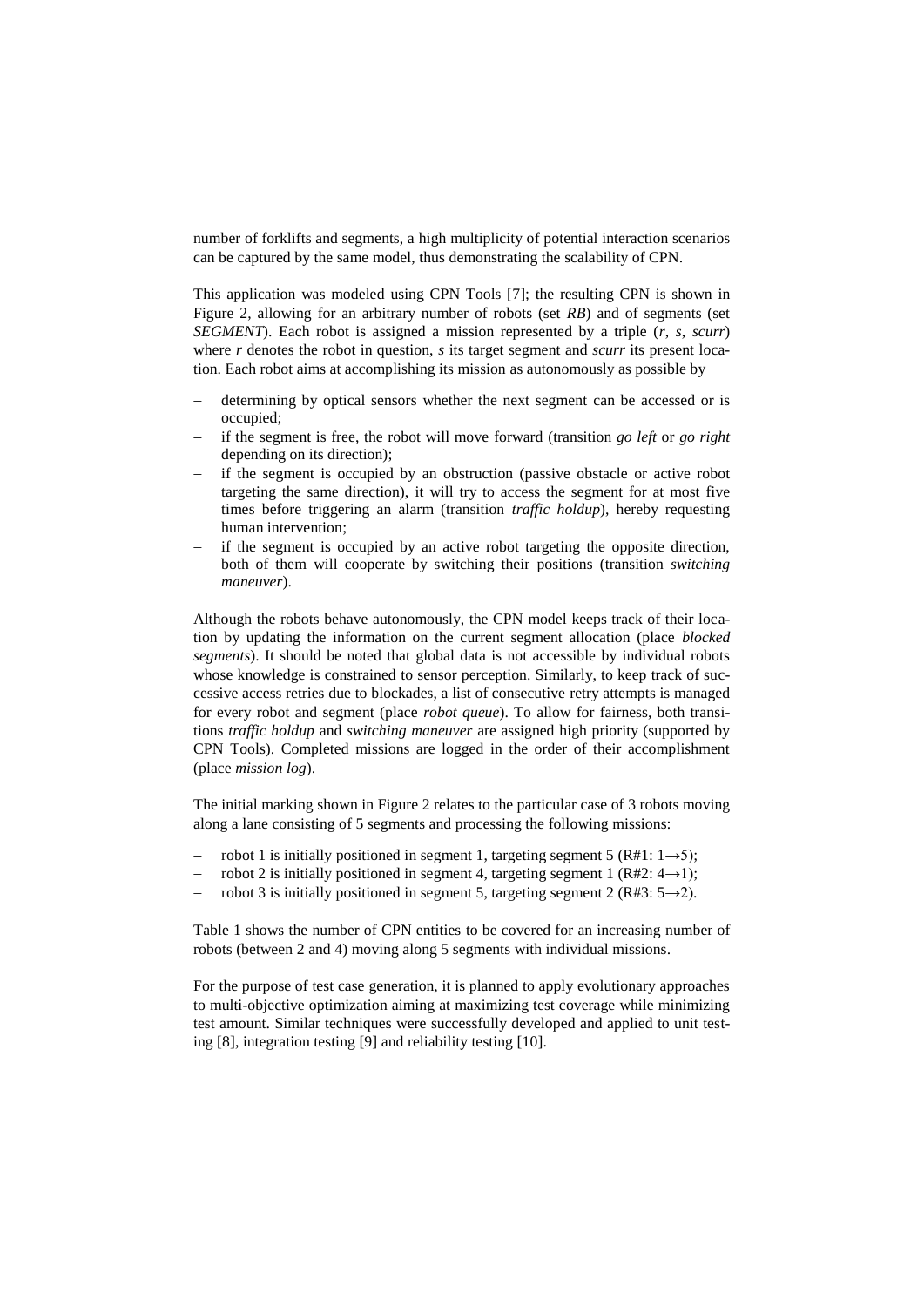number of forklifts and segments, a high multiplicity of potential interaction scenarios can be captured by the same model, thus demonstrating the scalability of CPN.

This application was modeled using CPN Tools [7]; the resulting CPN is shown in Figure 2, allowing for an arbitrary number of robots (set *RB*) and of segments (set *SEGMENT*). Each robot is assigned a mission represented by a triple (*r*, *s*, *scurr*) where *r* denotes the robot in question, *s* its target segment and *scurr* its present location. Each robot aims at accomplishing its mission as autonomously as possible by

- determining by optical sensors whether the next segment can be accessed or is occupied;
- if the segment is free, the robot will move forward (transition *go left* or *go right* depending on its direction);
- if the segment is occupied by an obstruction (passive obstacle or active robot targeting the same direction), it will try to access the segment for at most five times before triggering an alarm (transition *traffic holdup*), hereby requesting human intervention;
- if the segment is occupied by an active robot targeting the opposite direction, both of them will cooperate by switching their positions (transition *switching maneuver*).

Although the robots behave autonomously, the CPN model keeps track of their location by updating the information on the current segment allocation (place *blocked segments*). It should be noted that global data is not accessible by individual robots whose knowledge is constrained to sensor perception. Similarly, to keep track of successive access retries due to blockades, a list of consecutive retry attempts is managed for every robot and segment (place *robot queue*). To allow for fairness, both transitions *traffic holdup* and *switching maneuver* are assigned high priority (supported by CPN Tools). Completed missions are logged in the order of their accomplishment (place *mission log*).

The initial marking shown in Figure 2 relates to the particular case of 3 robots moving along a lane consisting of 5 segments and processing the following missions:

- robot 1 is initially positioned in segment 1, targeting segment 5 (R#1: 1→5);
- robot 2 is initially positioned in segment 4, targeting segment 1 (R#2: 4→1);
- robot 3 is initially positioned in segment 5, targeting segment 2 (R#3: 5→2).

Table 1 shows the number of CPN entities to be covered for an increasing number of robots (between 2 and 4) moving along 5 segments with individual missions.

For the purpose of test case generation, it is planned to apply evolutionary approaches to multi-objective optimization aiming at maximizing test coverage while minimizing test amount. Similar techniques were successfully developed and applied to unit testing [8], integration testing [9] and reliability testing [10].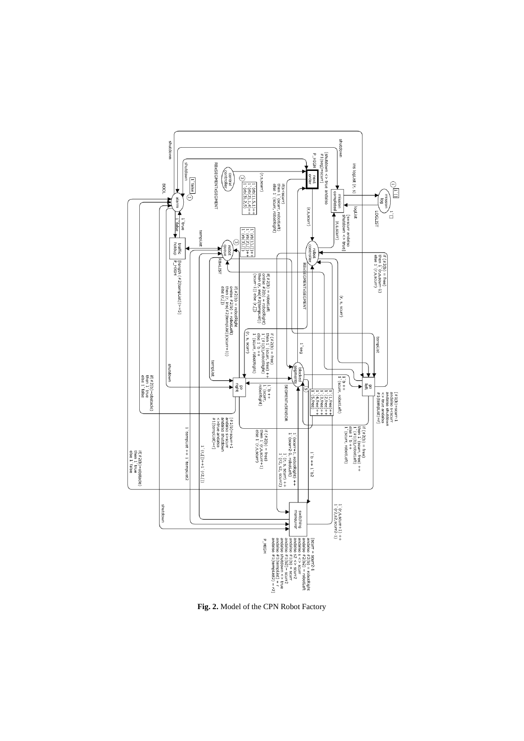**Fig. 2.** Model of the CPN Robot Factory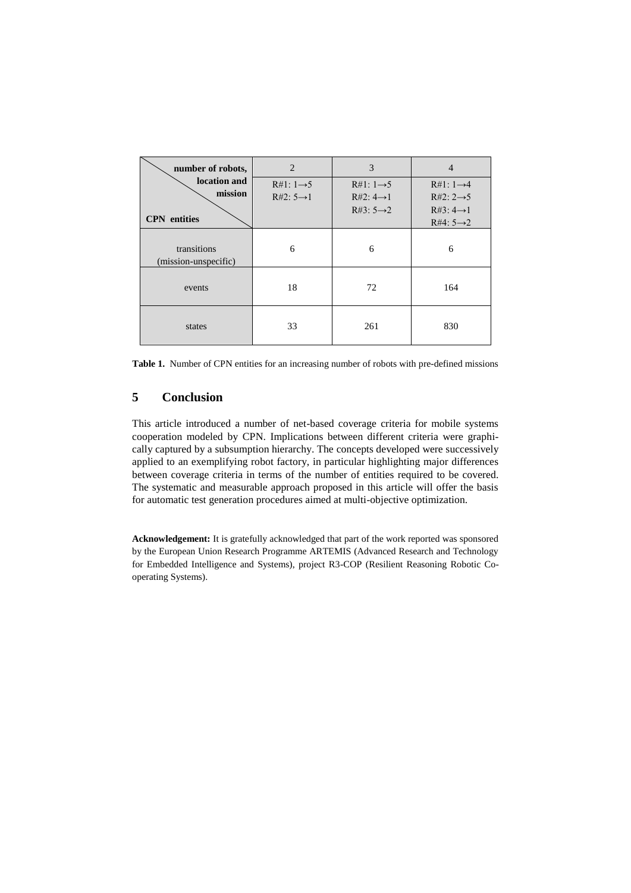| number of robots, location and mission / CPN entities | 2 | 3 | 4 |
|---|---|---|---|
| | R#1: 1→5<br>R#2: 5→1 | R#1: 1→5<br>R#2: 4→1<br>R#3: 5→2 | R#1: 1→4<br>R#2: 2→5<br>R#3: 4→1<br>R#4: 5→2 |
| transitions (mission-unspecific) | 6 | 6 | 6 |
| events | 18 | 72 | 164 |
| states | 33 | 261 | 830 |

**Table 1.** Number of CPN entities for an increasing number of robots with pre-defined missions

## 5 Conclusion

This article introduced a number of net-based coverage criteria for mobile systems cooperation modeled by CPN. Implications between different criteria were graphically captured by a subsumption hierarchy. The concepts developed were successively applied to an exemplifying robot factory, in particular highlighting major differences between coverage criteria in terms of the number of entities required to be covered. The systematic and measurable approach proposed in this article will offer the basis for automatic test generation procedures aimed at multi-objective optimization.

**Acknowledgement:** It is gratefully acknowledged that part of the work reported was sponsored by the European Union Research Programme ARTEMIS (Advanced Research and Technology for Embedded Intelligence and Systems), project R3-COP (Resilient Reasoning Robotic Co-operating Systems).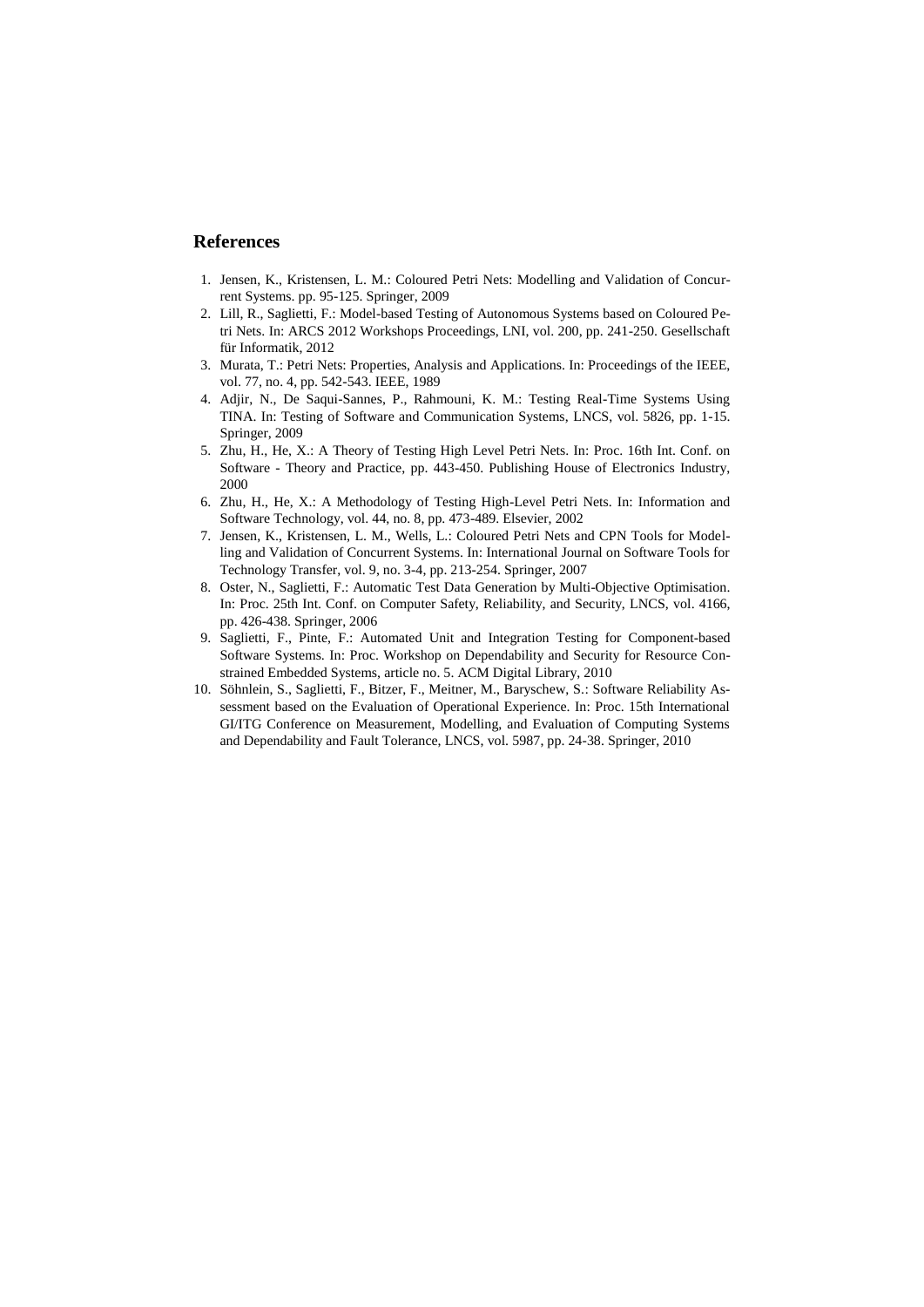## References

1. Jensen, K., Kristensen, L. M.: Coloured Petri Nets: Modelling and Validation of Concurrent Systems. pp. 95-125. Springer, 2009
2. Lill, R., Saglietti, F.: Model-based Testing of Autonomous Systems based on Coloured Petri Nets. In: ARCS 2012 Workshops Proceedings, LNI, vol. 200, pp. 241-250. Gesellschaft für Informatik, 2012
3. Murata, T.: Petri Nets: Properties, Analysis and Applications. In: Proceedings of the IEEE, vol. 77, no. 4, pp. 542-543. IEEE, 1989
4. Adjir, N., De Saqui-Sannes, P., Rahmouni, K. M.: Testing Real-Time Systems Using TINA. In: Testing of Software and Communication Systems, LNCS, vol. 5826, pp. 1-15. Springer, 2009
5. Zhu, H., He, X.: A Theory of Testing High Level Petri Nets. In: Proc. 16th Int. Conf. on Software - Theory and Practice, pp. 443-450. Publishing House of Electronics Industry, 2000
6. Zhu, H., He, X.: A Methodology of Testing High-Level Petri Nets. In: Information and Software Technology, vol. 44, no. 8, pp. 473-489. Elsevier, 2002
7. Jensen, K., Kristensen, L. M., Wells, L.: Coloured Petri Nets and CPN Tools for Modelling and Validation of Concurrent Systems. In: International Journal on Software Tools for Technology Transfer, vol. 9, no. 3-4, pp. 213-254. Springer, 2007
8. Oster, N., Saglietti, F.: Automatic Test Data Generation by Multi-Objective Optimisation. In: Proc. 25th Int. Conf. on Computer Safety, Reliability, and Security, LNCS, vol. 4166, pp. 426-438. Springer, 2006
9. Saglietti, F., Pinte, F.: Automated Unit and Integration Testing for Component-based Software Systems. In: Proc. Workshop on Dependability and Security for Resource Constrained Embedded Systems, article no. 5. ACM Digital Library, 2010
10. Söhnlein, S., Saglietti, F., Bitzer, F., Meitner, M., Baryschew, S.: Software Reliability Assessment based on the Evaluation of Operational Experience. In: Proc. 15th International GI/ITG Conference on Measurement, Modelling, and Evaluation of Computing Systems and Dependability and Fault Tolerance, LNCS, vol. 5987, pp. 24-38. Springer, 2010